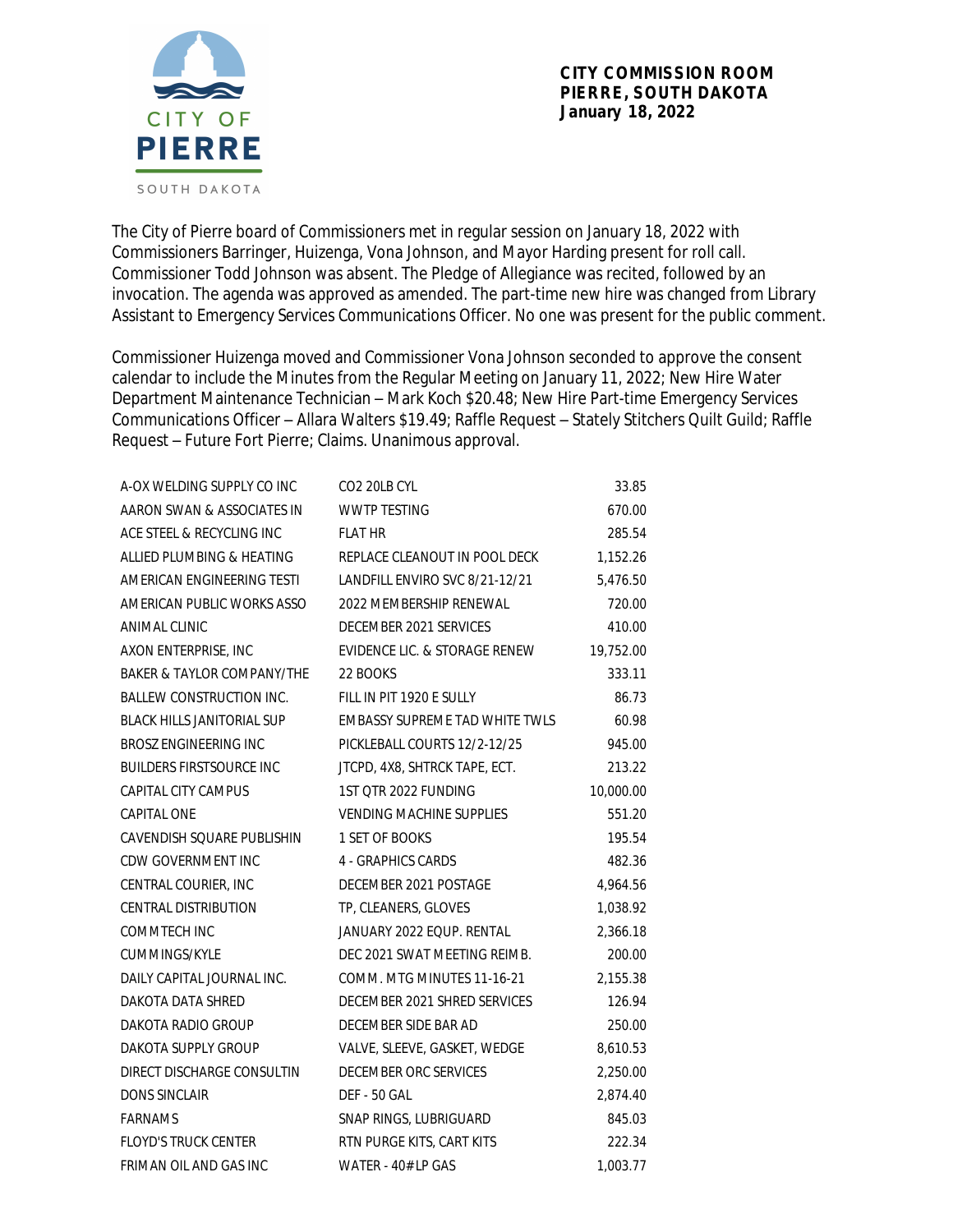**CITY COMMISSION ROOM**
**PIERRE, SOUTH DAKOTA**
**January 18, 2022**

The City of Pierre board of Commissioners met in regular session on January 18, 2022 with Commissioners Barringer, Huizenga, Vona Johnson, and Mayor Harding present for roll call. Commissioner Todd Johnson was absent. The Pledge of Allegiance was recited, followed by an invocation. The agenda was approved as amended. The part-time new hire was changed from Library Assistant to Emergency Services Communications Officer. No one was present for the public comment.

Commissioner Huizenga moved and Commissioner Vona Johnson seconded to approve the consent calendar to include the Minutes from the Regular Meeting on January 11, 2022; New Hire Water Department Maintenance Technician – Mark Koch $20.48; New Hire Part-time Emergency Services Communications Officer – Allara Walters $19.49; Raffle Request – Stately Stitchers Quilt Guild; Raffle Request – Future Fort Pierre; Claims. Unanimous approval.

| | | |
|---|---|---|
| A-OX WELDING SUPPLY CO INC | CO2 20LB CYL | 33.85 |
| AARON SWAN & ASSOCIATES IN | WWTP TESTING | 670.00 |
| ACE STEEL & RECYCLING INC | FLAT HR | 285.54 |
| ALLIED PLUMBING & HEATING | REPLACE CLEANOUT IN POOL DECK | 1,152.26 |
| AMERICAN ENGINEERING TESTI | LANDFILL ENVIRO SVC 8/21-12/21 | 5,476.50 |
| AMERICAN PUBLIC WORKS ASSO | 2022 MEMBERSHIP RENEWAL | 720.00 |
| ANIMAL CLINIC | DECEMBER 2021 SERVICES | 410.00 |
| AXON ENTERPRISE, INC | EVIDENCE LIC. & STORAGE RENEW | 19,752.00 |
| BAKER & TAYLOR COMPANY/THE | 22 BOOKS | 333.11 |
| BALLEW CONSTRUCTION INC. | FILL IN PIT 1920 E SULLY | 86.73 |
| BLACK HILLS JANITORIAL SUP | EMBASSY SUPREME TAD WHITE TWLS | 60.98 |
| BROSZ ENGINEERING INC | PICKLEBALL COURTS 12/2-12/25 | 945.00 |
| BUILDERS FIRSTSOURCE INC | JTCPD, 4X8, SHTRCK TAPE, ECT. | 213.22 |
| CAPITAL CITY CAMPUS | 1ST QTR 2022 FUNDING | 10,000.00 |
| CAPITAL ONE | VENDING MACHINE SUPPLIES | 551.20 |
| CAVENDISH SQUARE PUBLISHIN | 1 SET OF BOOKS | 195.54 |
| CDW GOVERNMENT INC | 4 - GRAPHICS CARDS | 482.36 |
| CENTRAL COURIER, INC | DECEMBER 2021 POSTAGE | 4,964.56 |
| CENTRAL DISTRIBUTION | TP, CLEANERS, GLOVES | 1,038.92 |
| COMMTECH INC | JANUARY 2022 EQUP. RENTAL | 2,366.18 |
| CUMMINGS/KYLE | DEC 2021 SWAT MEETING REIMB. | 200.00 |
| DAILY CAPITAL JOURNAL INC. | COMM. MTG MINUTES 11-16-21 | 2,155.38 |
| DAKOTA DATA SHRED | DECEMBER 2021 SHRED SERVICES | 126.94 |
| DAKOTA RADIO GROUP | DECEMBER SIDE BAR AD | 250.00 |
| DAKOTA SUPPLY GROUP | VALVE, SLEEVE, GASKET, WEDGE | 8,610.53 |
| DIRECT DISCHARGE CONSULTIN | DECEMBER ORC SERVICES | 2,250.00 |
| DONS SINCLAIR | DEF - 50 GAL | 2,874.40 |
| FARNAMS | SNAP RINGS, LUBRIGUARD | 845.03 |
| FLOYD'S TRUCK CENTER | RTN PURGE KITS, CART KITS | 222.34 |
| FRIMAN OIL AND GAS INC | WATER - 40# LP GAS | 1,003.77 |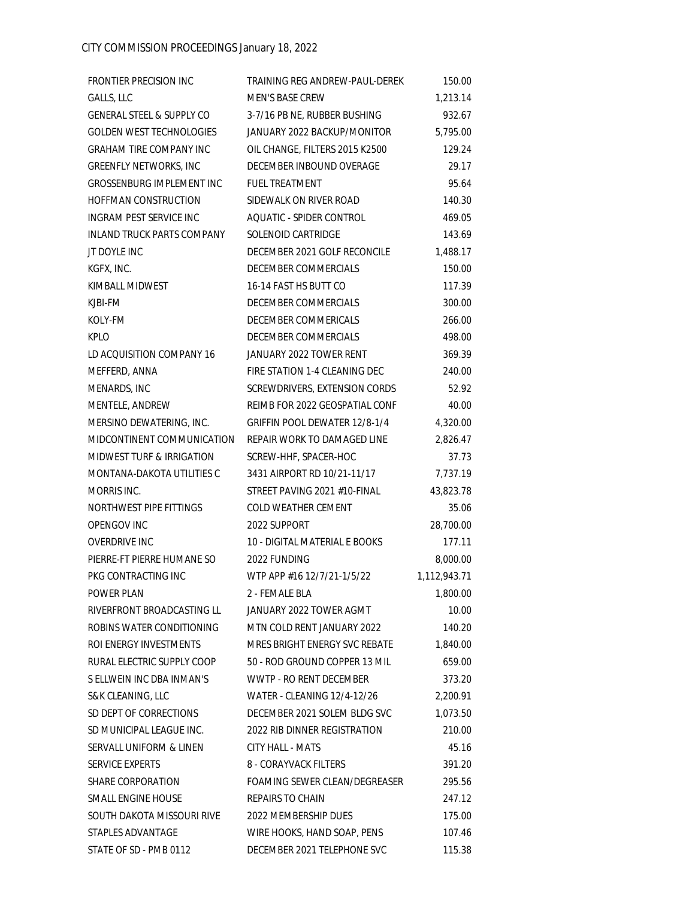| | | |
|---|---|---|
| FRONTIER PRECISION INC | TRAINING REG ANDREW-PAUL-DEREK | 150.00 |
| GALLS, LLC | MEN'S BASE CREW | 1,213.14 |
| GENERAL STEEL & SUPPLY CO | 3-7/16 PB NE, RUBBER BUSHING | 932.67 |
| GOLDEN WEST TECHNOLOGIES | JANUARY 2022 BACKUP/MONITOR | 5,795.00 |
| GRAHAM TIRE COMPANY INC | OIL CHANGE, FILTERS 2015 K2500 | 129.24 |
| GREENFLY NETWORKS, INC | DECEMBER INBOUND OVERAGE | 29.17 |
| GROSSENBURG IMPLEMENT INC | FUEL TREATMENT | 95.64 |
| HOFFMAN CONSTRUCTION | SIDEWALK ON RIVER ROAD | 140.30 |
| INGRAM PEST SERVICE INC | AQUATIC - SPIDER CONTROL | 469.05 |
| INLAND TRUCK PARTS COMPANY | SOLENOID CARTRIDGE | 143.69 |
| JT DOYLE INC | DECEMBER 2021 GOLF RECONCILE | 1,488.17 |
| KGFX, INC. | DECEMBER COMMERCIALS | 150.00 |
| KIMBALL MIDWEST | 16-14 FAST HS BUTT CO | 117.39 |
| KJBI-FM | DECEMBER COMMERCIALS | 300.00 |
| KOLY-FM | DECEMBER COMMERICALS | 266.00 |
| KPLO | DECEMBER COMMERCIALS | 498.00 |
| LD ACQUISITION COMPANY 16 | JANUARY 2022 TOWER RENT | 369.39 |
| MEFFERD, ANNA | FIRE STATION 1-4 CLEANING DEC | 240.00 |
| MENARDS, INC | SCREWDRIVERS, EXTENSION CORDS | 52.92 |
| MENTELE, ANDREW | REIMB FOR 2022 GEOSPATIAL CONF | 40.00 |
| MERSINO DEWATERING, INC. | GRIFFIN POOL DEWATER 12/8-1/4 | 4,320.00 |
| MIDCONTINENT COMMUNICATION | REPAIR WORK TO DAMAGED LINE | 2,826.47 |
| MIDWEST TURF & IRRIGATION | SCREW-HHF, SPACER-HOC | 37.73 |
| MONTANA-DAKOTA UTILITIES C | 3431 AIRPORT RD 10/21-11/17 | 7,737.19 |
| MORRIS INC. | STREET PAVING 2021 #10-FINAL | 43,823.78 |
| NORTHWEST PIPE FITTINGS | COLD WEATHER CEMENT | 35.06 |
| OPENGOV INC | 2022 SUPPORT | 28,700.00 |
| OVERDRIVE INC | 10 - DIGITAL MATERIAL E BOOKS | 177.11 |
| PIERRE-FT PIERRE HUMANE SO | 2022 FUNDING | 8,000.00 |
| PKG CONTRACTING INC | WTP APP #16 12/7/21-1/5/22 | 1,112,943.71 |
| POWER PLAN | 2 - FEMALE BLA | 1,800.00 |
| RIVERFRONT BROADCASTING LL | JANUARY 2022 TOWER AGMT | 10.00 |
| ROBINS WATER CONDITIONING | MTN COLD RENT JANUARY 2022 | 140.20 |
| ROI ENERGY INVESTMENTS | MRES BRIGHT ENERGY SVC REBATE | 1,840.00 |
| RURAL ELECTRIC SUPPLY COOP | 50 - ROD GROUND COPPER 13 MIL | 659.00 |
| S ELLWEIN INC DBA INMAN'S | WWTP - RO RENT DECEMBER | 373.20 |
| S&K CLEANING, LLC | WATER - CLEANING 12/4-12/26 | 2,200.91 |
| SD DEPT OF CORRECTIONS | DECEMBER 2021 SOLEM BLDG SVC | 1,073.50 |
| SD MUNICIPAL LEAGUE INC. | 2022 RIB DINNER REGISTRATION | 210.00 |
| SERVALL UNIFORM & LINEN | CITY HALL - MATS | 45.16 |
| SERVICE EXPERTS | 8 - CORAYVACK FILTERS | 391.20 |
| SHARE CORPORATION | FOAMING SEWER CLEAN/DEGREASER | 295.56 |
| SMALL ENGINE HOUSE | REPAIRS TO CHAIN | 247.12 |
| SOUTH DAKOTA MISSOURI RIVE | 2022 MEMBERSHIP DUES | 175.00 |
| STAPLES ADVANTAGE | WIRE HOOKS, HAND SOAP, PENS | 107.46 |
| STATE OF SD - PMB 0112 | DECEMBER 2021 TELEPHONE SVC | 115.38 |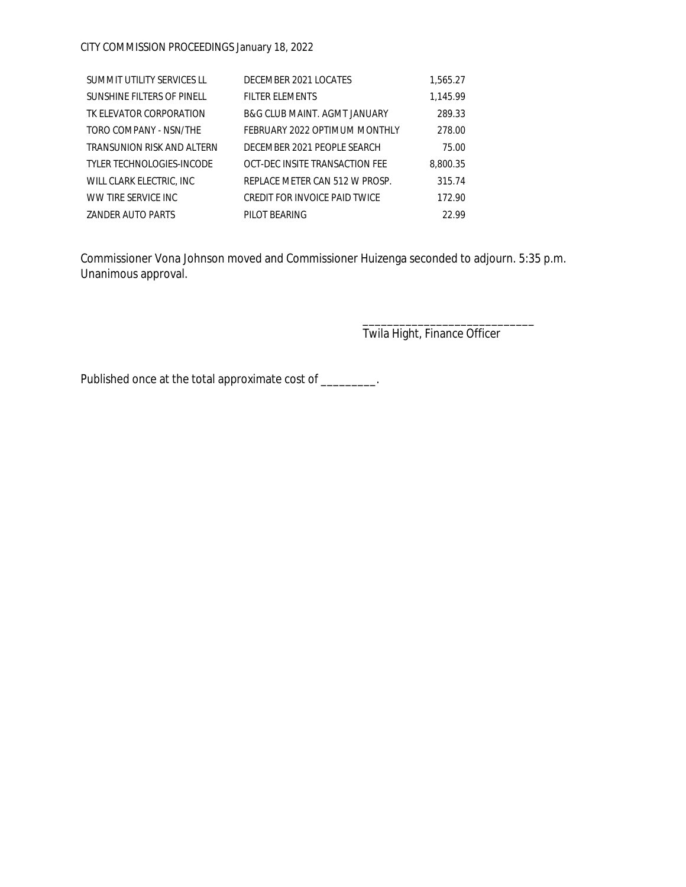CITY COMMISSION PROCEEDINGS January 18, 2022

| | | |
|---|---|---|
| SUMMIT UTILITY SERVICES LL | DECEMBER 2021 LOCATES | 1,565.27 |
| SUNSHINE FILTERS OF PINELL | FILTER ELEMENTS | 1,145.99 |
| TK ELEVATOR CORPORATION | B&G CLUB MAINT. AGMT JANUARY | 289.33 |
| TORO COMPANY - NSN/THE | FEBRUARY 2022 OPTIMUM MONTHLY | 278.00 |
| TRANSUNION RISK AND ALTERN | DECEMBER 2021 PEOPLE SEARCH | 75.00 |
| TYLER TECHNOLOGIES-INCODE | OCT-DEC INSITE TRANSACTION FEE | 8,800.35 |
| WILL CLARK ELECTRIC, INC | REPLACE METER CAN 512 W PROSP. | 315.74 |
| WW TIRE SERVICE INC | CREDIT FOR INVOICE PAID TWICE | 172.90 |
| ZANDER AUTO PARTS | PILOT BEARING | 22.99 |

Commissioner Vona Johnson moved and Commissioner Huizenga seconded to adjourn. 5:35 p.m. Unanimous approval.

____________________________
Twila Hight, Finance Officer

Published once at the total approximate cost of _________.